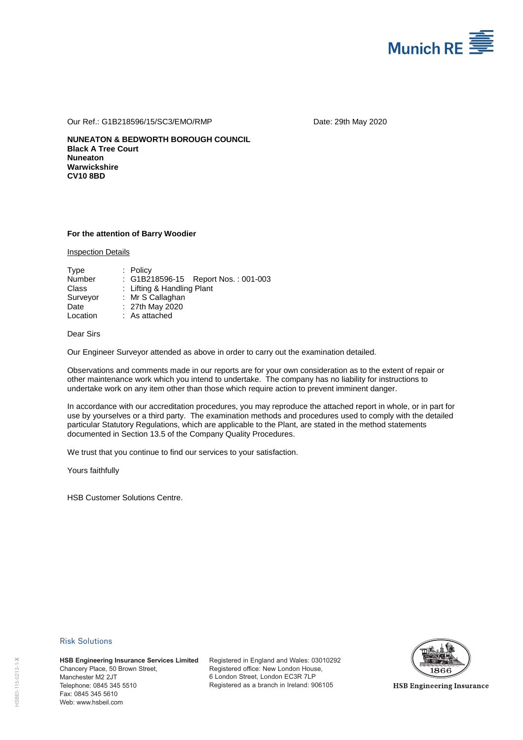Munich RE

Our Ref.: G1B218596/15/SC3/EMO/RMP

Date: 29th May 2020

**NUNEATON & BEDWORTH BOROUGH COUNCIL**
**Black A Tree Court**
**Nuneaton**
**Warwickshire**
**CV10 8BD**

**For the attention of Barry Woodier**

Inspection Details

| | |
|---|---|
| Type | : Policy |
| Number | : G1B218596-15 Report Nos. : 001-003 |
| Class | : Lifting & Handling Plant |
| Surveyor | : Mr S Callaghan |
| Date | : 27th May 2020 |
| Location | : As attached |

Dear Sirs

Our Engineer Surveyor attended as above in order to carry out the examination detailed.

Observations and comments made in our reports are for your own consideration as to the extent of repair or other maintenance work which you intend to undertake. The company has no liability for instructions to undertake work on any item other than those which require action to prevent imminent danger.

In accordance with our accreditation procedures, you may reproduce the attached report in whole, or in part for use by yourselves or a third party. The examination methods and procedures used to comply with the detailed particular Statutory Regulations, which are applicable to the Plant, are stated in the method statements documented in Section 13.5 of the Company Quality Procedures.

We trust that you continue to find our services to your satisfaction.

Yours faithfully

HSB Customer Solutions Centre.

Risk Solutions

**HSB Engineering Insurance Services Limited**
Chancery Place, 50 Brown Street,
Manchester M2 2JT
Telephone: 0845 345 5510
Fax: 0845 345 5610
Web: www.hsbeil.com

Registered in England and Wales: 03010292
Registered office: New London House,
6 London Street, London EC3R 7LP
Registered as a branch in Ireland: 906105

1866

HSB Engineering Insurance

HSBEI-115-0213-1-X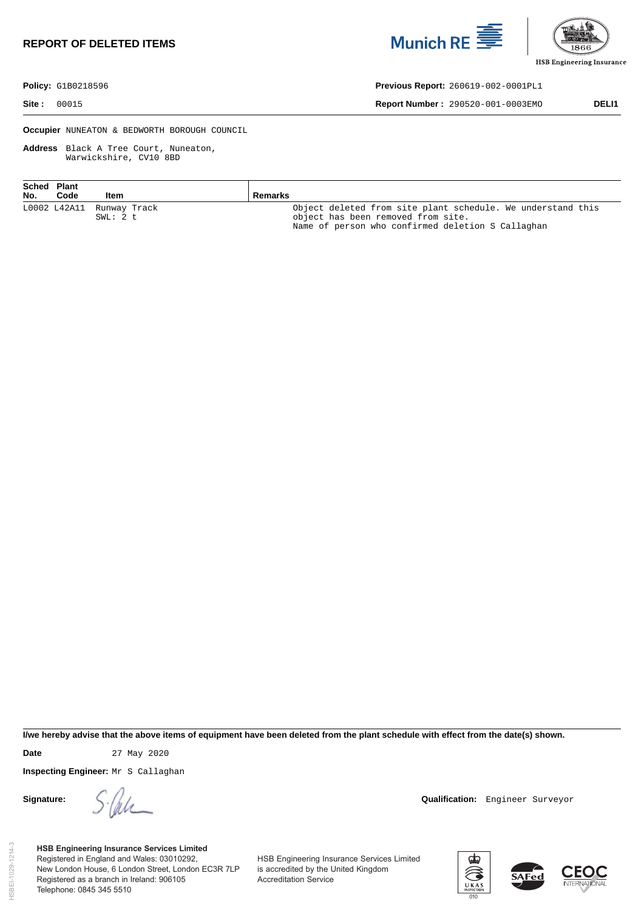# REPORT OF DELETED ITEMS

**Policy:** G1B0218596

**Site :** 00015

**Previous Report:** 260619-002-0001PL1

**Report Number :** 290520-001-0003EMO **DELI1**

**Occupier** NUNEATON & BEDWORTH BOROUGH COUNCIL

**Address** Black A Tree Court, Nuneaton, Warwickshire, CV10 8BD

| Sched No. | Plant Code | Item | Remarks |
|---|---|---|---|
| L0002 | L42A11 | Runway Track<br>SWL: 2 t | Object deleted from site plant schedule. We understand this object has been removed from site.<br>Name of person who confirmed deletion S Callaghan |

**I/we hereby advise that the above items of equipment have been deleted from the plant schedule with effect from the date(s) shown.**

**Date** 27 May 2020

**Inspecting Engineer:** Mr S Callaghan

**Signature:**

**Qualification:** Engineer Surveyor

**HSB Engineering Insurance Services Limited**
Registered in England and Wales: 03010292,
New London House, 6 London Street, London EC3R 7LP
Registered as a branch in Ireland: 906105
Telephone: 0845 345 5510

HSB Engineering Insurance Services Limited is accredited by the United Kingdom Accreditation Service

HSBEI-1029-1214-3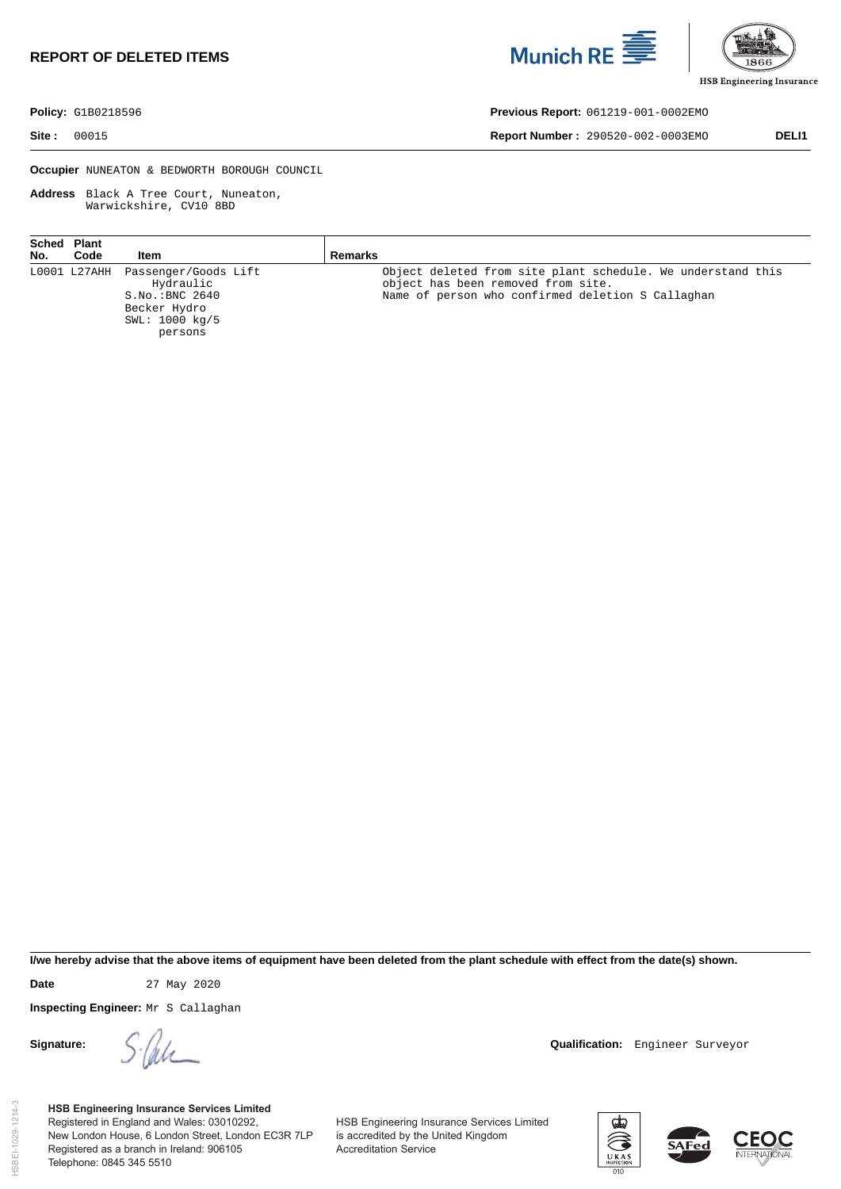# REPORT OF DELETED ITEMS

**Policy:** G1B0218596  
**Previous Report:** 061219-001-0002EMO  
**Site :** 00015  
**Report Number :** 290520-002-0003EMO **DELI1**

**Occupier** NUNEATON & BEDWORTH BOROUGH COUNCIL

**Address** Black A Tree Court, Nuneaton, Warwickshire, CV10 8BD

| Sched No. | Plant Code | Item | Remarks |
|---|---|---|---|
| L0001 | L27AHH | Passenger/Goods Lift Hydraulic S.No.:BNC 2640 Becker Hydro SWL: 1000 kg/5 persons | Object deleted from site plant schedule. We understand this object has been removed from site. Name of person who confirmed deletion S Callaghan |

**I/we hereby advise that the above items of equipment have been deleted from the plant schedule with effect from the date(s) shown.**

**Date** 27 May 2020

**Inspecting Engineer:** Mr S Callaghan

**Signature:** S. Callaghan

**Qualification:** Engineer Surveyor

**HSB Engineering Insurance Services Limited**  
Registered in England and Wales: 03010292,  
New London House, 6 London Street, London EC3R 7LP  
Registered as a branch in Ireland: 906105  
Telephone: 0845 345 5510

HSB Engineering Insurance Services Limited is accredited by the United Kingdom Accreditation Service

HSBEI-1029-1214-3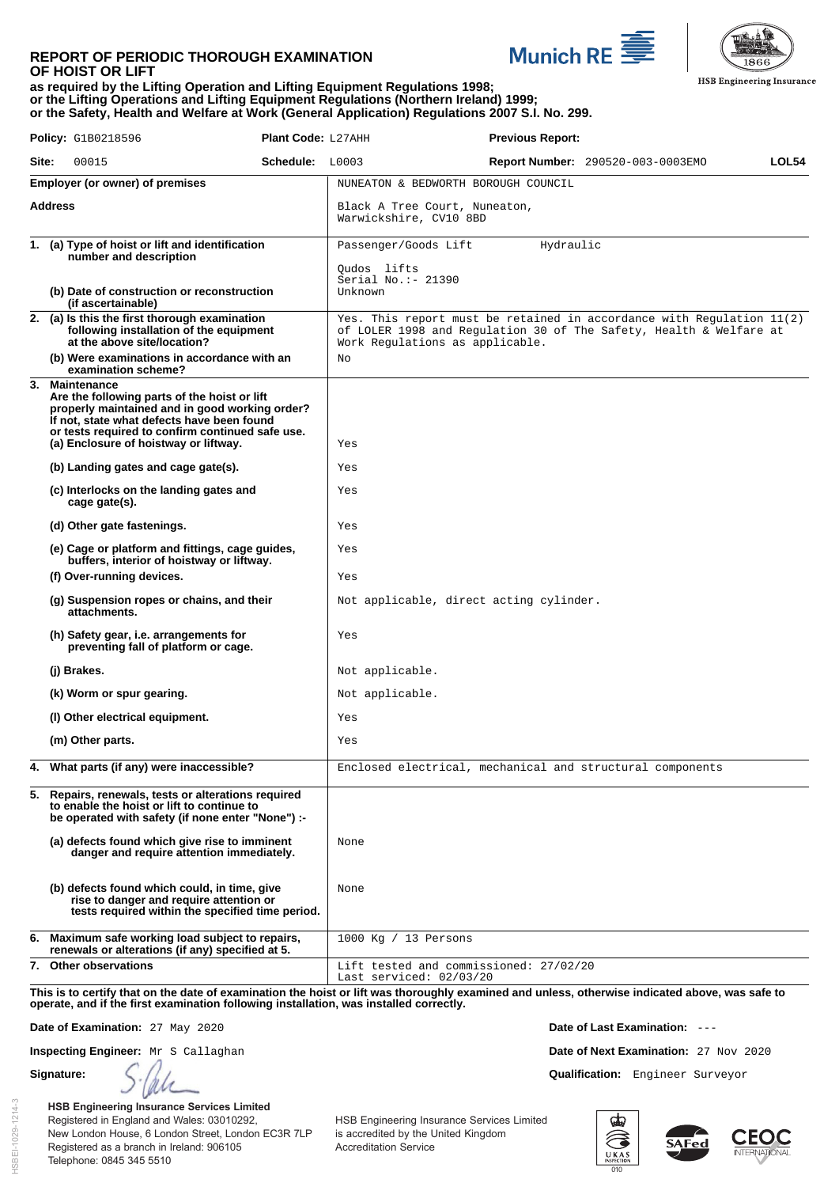# REPORT OF PERIODIC THOROUGH EXAMINATION OF HOIST OR LIFT

Munich RE

HSB Engineering Insurance

**as required by the Lifting Operation and Lifting Equipment Regulations 1998; or the Lifting Operations and Lifting Equipment Regulations (Northern Ireland) 1999; or the Safety, Health and Welfare at Work (General Application) Regulations 2007 S.I. No. 299.**

| | | | |
|---|---|---|---|
| **Policy:** G1B0218596 | **Plant Code:** L27AHH | **Previous Report:** | |
| **Site:** 00015 | **Schedule:** L0003 | **Report Number:** 290520-003-0003EMO | **LOL54** |

| | |
|---|---|
| **Employer (or owner) of premises** | NUNEATON & BEDWORTH BOROUGH COUNCIL |
| **Address** | Black A Tree Court, Nuneaton, Warwickshire, CV10 8BD |
| **1. (a) Type of hoist or lift and identification number and description** | Passenger/Goods Lift Hydraulic<br>Qudos lifts<br>Serial No.:- 21390 |
| **(b) Date of construction or reconstruction (if ascertainable)** | Unknown |
| **2. (a) Is this the first thorough examination following installation of the equipment at the above site/location?** | Yes. This report must be retained in accordance with Regulation 11(2) of LOLER 1998 and Regulation 30 of The Safety, Health & Welfare at Work Regulations as applicable. |
| **(b) Were examinations in accordance with an examination scheme?** | No |
| **3. Maintenance**<br>**Are the following parts of the hoist or lift properly maintained and in good working order? If not, state what defects have been found or tests required to confirm continued safe use.**<br>**(a) Enclosure of hoistway or liftway.** | Yes |
| **(b) Landing gates and cage gate(s).** | Yes |
| **(c) Interlocks on the landing gates and cage gate(s).** | Yes |
| **(d) Other gate fastenings.** | Yes |
| **(e) Cage or platform and fittings, cage guides, buffers, interior of hoistway or liftway.** | Yes |
| **(f) Over-running devices.** | Yes |
| **(g) Suspension ropes or chains, and their attachments.** | Not applicable, direct acting cylinder. |
| **(h) Safety gear, i.e. arrangements for preventing fall of platform or cage.** | Yes |
| **(j) Brakes.** | Not applicable. |
| **(k) Worm or spur gearing.** | Not applicable. |
| **(l) Other electrical equipment.** | Yes |
| **(m) Other parts.** | Yes |
| **4. What parts (if any) were inaccessible?** | Enclosed electrical, mechanical and structural components |
| **5. Repairs, renewals, tests or alterations required to enable the hoist or lift to continue to be operated with safety (if none enter "None") :-**<br>**(a) defects found which give rise to imminent danger and require attention immediately.** | None |
| **(b) defects found which could, in time, give rise to danger and require attention or tests required within the specified time period.** | None |
| **6. Maximum safe working load subject to repairs, renewals or alterations (if any) specified at 5.** | 1000 Kg / 13 Persons |
| **7. Other observations** | Lift tested and commissioned: 27/02/20<br>Last serviced: 02/03/20 |

**This is to certify that on the date of examination the hoist or lift was thoroughly examined and unless, otherwise indicated above, was safe to operate, and if the first examination following installation, was installed correctly.**

**Date of Examination:** 27 May 2020

**Date of Last Examination:** ---

**Inspecting Engineer:** Mr S Callaghan

**Date of Next Examination:** 27 Nov 2020

**Signature:** S. Calla

**Qualification:** Engineer Surveyor

**HSB Engineering Insurance Services Limited**
Registered in England and Wales: 03010292,
New London House, 6 London Street, London EC3R 7LP
Registered as a branch in Ireland: 906105
Telephone: 0845 345 5510

HSB Engineering Insurance Services Limited is accredited by the United Kingdom Accreditation Service

UKAS INSPECTION 010 | SAFed | CEOC INTERNATIONAL

HSBEI-1029-1214-3